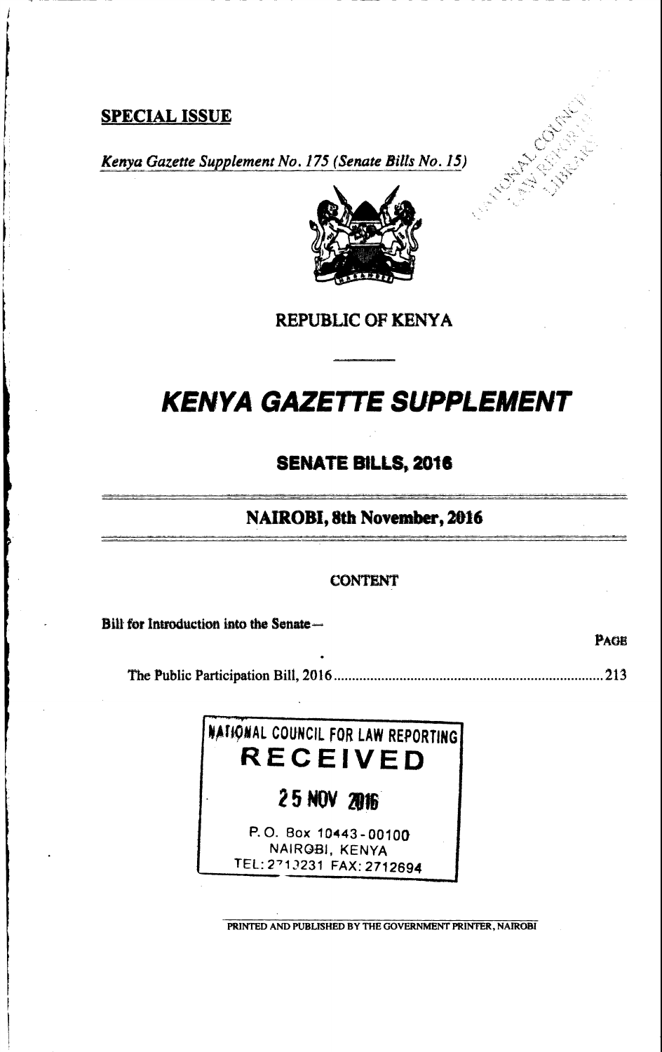**SPECIAL ISSUE**

*Kenya Gazette Supplement No. 175 (Senate Bills No. 15)*

REPUBLIC OF KENYA

# KENYA GAZETTE SUPPLEMENT

## SENATE BILLS, 2016

### NAIROBI, 8th November, 2016

CONTENT

Bill for Introduction into the Senate—

PAGE

The Public Participation Bill, 2016 .......................................................................... 213

NATIONAL COUNCIL FOR LAW REPORTING
RECEIVED
25 NOV 2016
P. O. Box 10443-00100
NAIROBI, KENYA
TEL: 2712231 FAX: 2712694

PRINTED AND PUBLISHED BY THE GOVERNMENT PRINTER, NAIROBI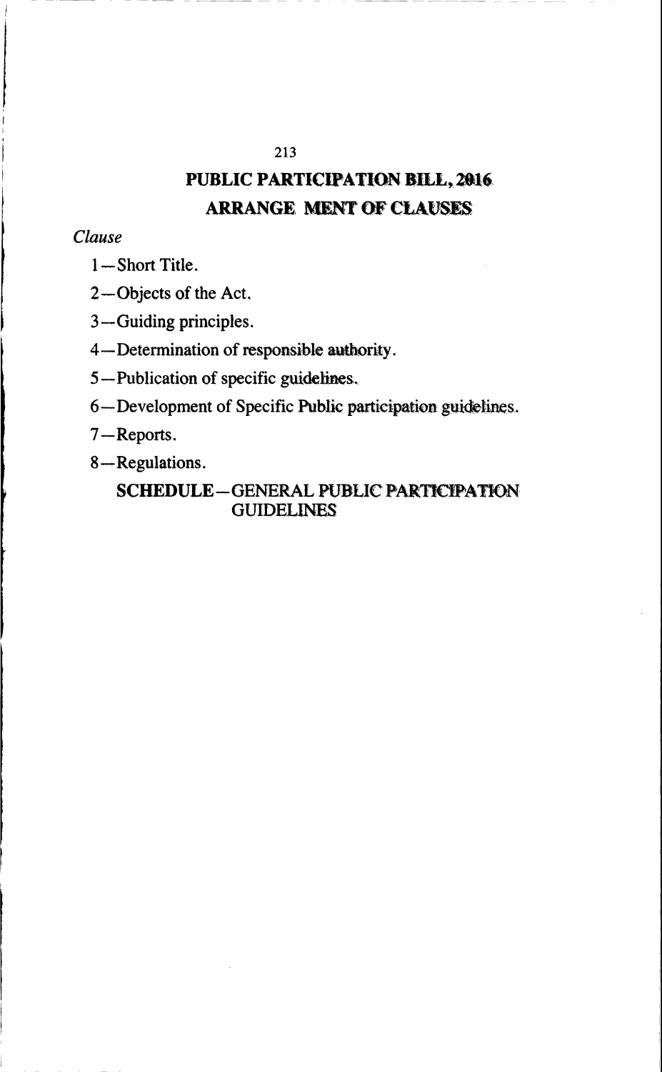# PUBLIC PARTICIPATION BILL, 2016

## ARRANGE MENT OF CLAUSES

*Clause*

1—Short Title.

2—Objects of the Act.

3—Guiding principles.

4—Determination of responsible authority.

5—Publication of specific guidelines.

6—Development of Specific Public participation guidelines.

7—Reports.

8—Regulations.

**SCHEDULE**—GENERAL PUBLIC PARTICIPATION GUIDELINES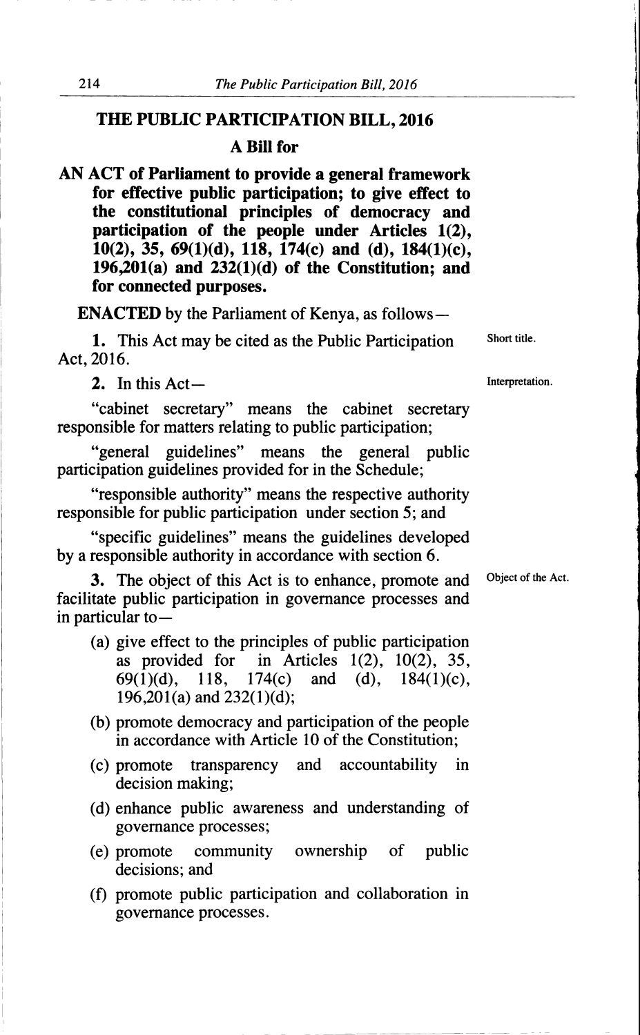# THE PUBLIC PARTICIPATION BILL, 2016

## A Bill for

**AN ACT of Parliament to provide a general framework for effective public participation; to give effect to the constitutional principles of democracy and participation of the people under Articles 1(2), 10(2), 35, 69(1)(d), 118, 174(c) and (d), 184(1)(c), 196,201(a) and 232(1)(d) of the Constitution; and for connected purposes.**

**ENACTED** by the Parliament of Kenya, as follows—

Short title.

**1.** This Act may be cited as the Public Participation Act, 2016.

Interpretation.

**2.** In this Act—

"cabinet secretary" means the cabinet secretary responsible for matters relating to public participation;

"general guidelines" means the general public participation guidelines provided for in the Schedule;

"responsible authority" means the respective authority responsible for public participation under section 5; and

"specific guidelines" means the guidelines developed by a responsible authority in accordance with section 6.

Object of the Act.

**3.** The object of this Act is to enhance, promote and facilitate public participation in governance processes and in particular to—

(a) give effect to the principles of public participation as provided for in Articles 1(2), 10(2), 35, 69(1)(d), 118, 174(c) and (d), 184(1)(c), 196,201(a) and 232(1)(d);

(b) promote democracy and participation of the people in accordance with Article 10 of the Constitution;

(c) promote transparency and accountability in decision making;

(d) enhance public awareness and understanding of governance processes;

(e) promote community ownership of public decisions; and

(f) promote public participation and collaboration in governance processes.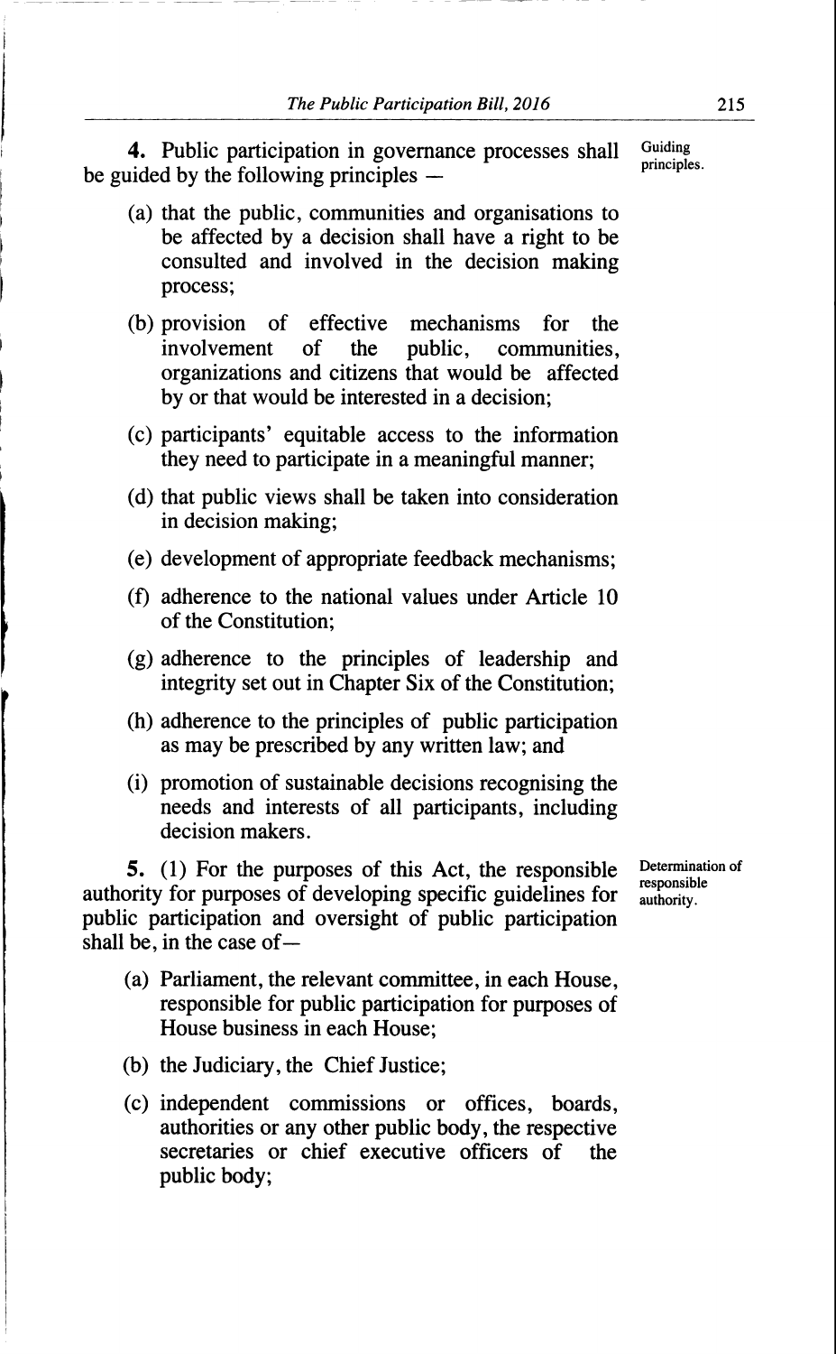**4.** Public participation in governance processes shall be guided by the following principles —

Guiding principles.

(a) that the public, communities and organisations to be affected by a decision shall have a right to be consulted and involved in the decision making process;

(b) provision of effective mechanisms for the involvement of the public, communities, organizations and citizens that would be affected by or that would be interested in a decision;

(c) participants' equitable access to the information they need to participate in a meaningful manner;

(d) that public views shall be taken into consideration in decision making;

(e) development of appropriate feedback mechanisms;

(f) adherence to the national values under Article 10 of the Constitution;

(g) adherence to the principles of leadership and integrity set out in Chapter Six of the Constitution;

(h) adherence to the principles of public participation as may be prescribed by any written law; and

(i) promotion of sustainable decisions recognising the needs and interests of all participants, including decision makers.

**5.** (1) For the purposes of this Act, the responsible authority for purposes of developing specific guidelines for public participation and oversight of public participation shall be, in the case of—

Determination of responsible authority.

(a) Parliament, the relevant committee, in each House, responsible for public participation for purposes of House business in each House;

(b) the Judiciary, the Chief Justice;

(c) independent commissions or offices, boards, authorities or any other public body, the respective secretaries or chief executive officers of the public body;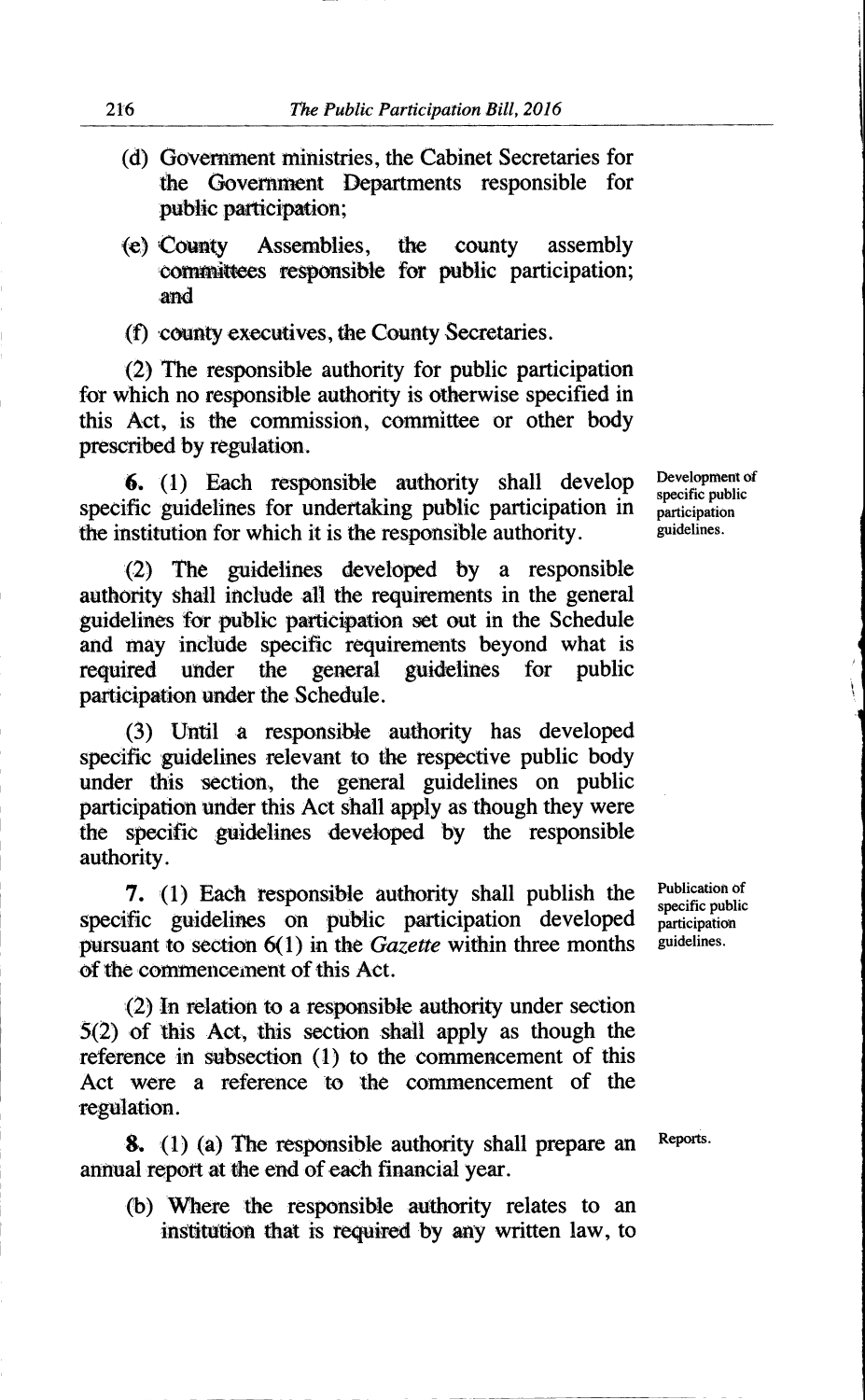(d) Government ministries, the Cabinet Secretaries for the Government Departments responsible for public participation;

(e) County Assemblies, the county assembly committees responsible for public participation; and

(f) county executives, the County Secretaries.

(2) The responsible authority for public participation for which no responsible authority is otherwise specified in this Act, is the commission, committee or other body prescribed by regulation.

Development of specific public participation guidelines.

**6.** (1) Each responsible authority shall develop specific guidelines for undertaking public participation in the institution for which it is the responsible authority.

(2) The guidelines developed by a responsible authority shall include all the requirements in the general guidelines for public participation set out in the Schedule and may include specific requirements beyond what is required under the general guidelines for public participation under the Schedule.

(3) Until a responsible authority has developed specific guidelines relevant to the respective public body under this section, the general guidelines on public participation under this Act shall apply as though they were the specific guidelines developed by the responsible authority.

Publication of specific public participation guidelines.

**7.** (1) Each responsible authority shall publish the specific guidelines on public participation developed pursuant to section 6(1) in the *Gazette* within three months of the commencement of this Act.

(2) In relation to a responsible authority under section 5(2) of this Act, this section shall apply as though the reference in subsection (1) to the commencement of this Act were a reference to the commencement of the regulation.

Reports.

**8.** (1) (a) The responsible authority shall prepare an annual report at the end of each financial year.

(b) Where the responsible authority relates to an institution that is required by any written law, to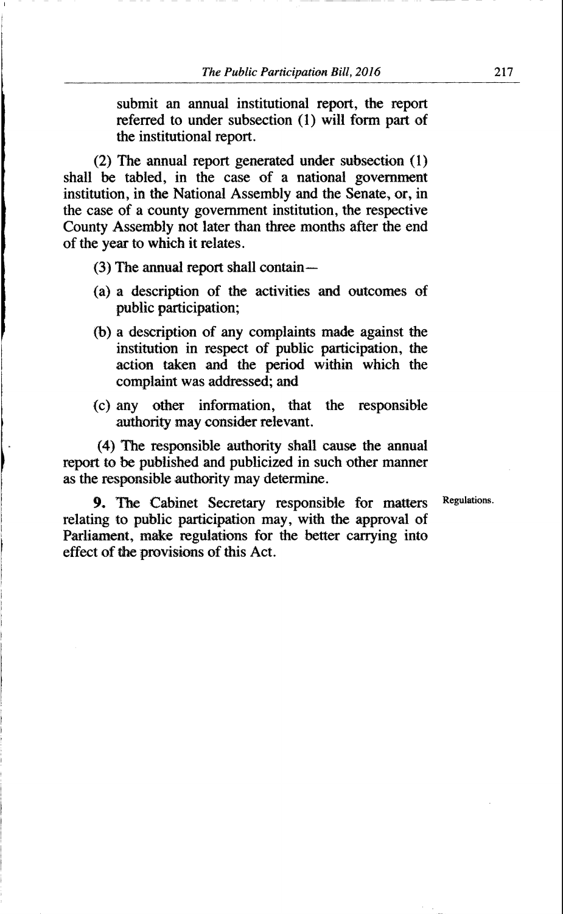submit an annual institutional report, the report referred to under subsection (1) will form part of the institutional report.

(2) The annual report generated under subsection (1) shall be tabled, in the case of a national government institution, in the National Assembly and the Senate, or, in the case of a county government institution, the respective County Assembly not later than three months after the end of the year to which it relates.

(3) The annual report shall contain—

(a) a description of the activities and outcomes of public participation;

(b) a description of any complaints made against the institution in respect of public participation, the action taken and the period within which the complaint was addressed; and

(c) any other information, that the responsible authority may consider relevant.

(4) The responsible authority shall cause the annual report to be published and publicized in such other manner as the responsible authority may determine.

Regulations.

**9.** The Cabinet Secretary responsible for matters relating to public participation may, with the approval of Parliament, make regulations for the better carrying into effect of the provisions of this Act.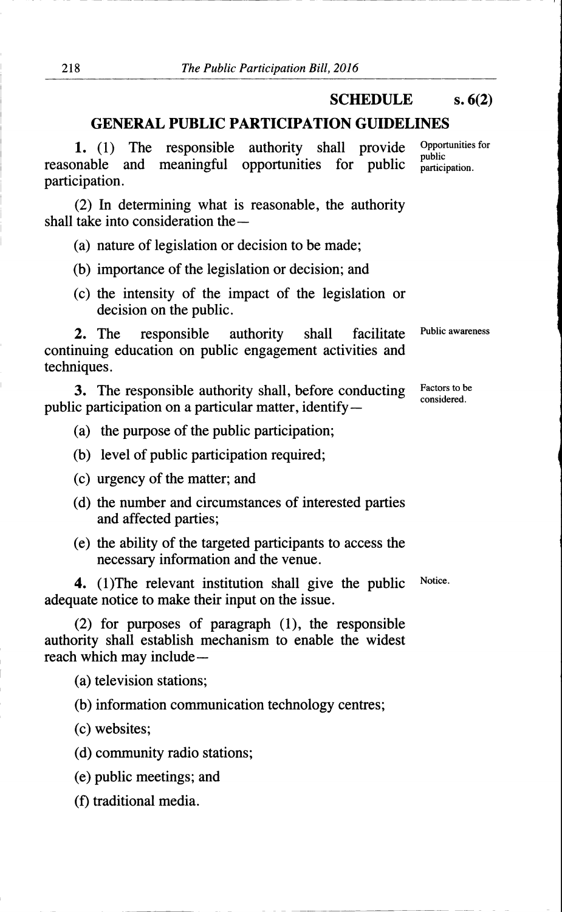## SCHEDULE s. 6(2)

## GENERAL PUBLIC PARTICIPATION GUIDELINES

**1.** (1) The responsible authority shall provide reasonable and meaningful opportunities for public participation.

Opportunities for public participation.

(2) In determining what is reasonable, the authority shall take into consideration the—

(a) nature of legislation or decision to be made;

(b) importance of the legislation or decision; and

(c) the intensity of the impact of the legislation or decision on the public.

**2.** The responsible authority shall facilitate continuing education on public engagement activities and techniques.

Public awareness

**3.** The responsible authority shall, before conducting public participation on a particular matter, identify—

Factors to be considered.

(a) the purpose of the public participation;

(b) level of public participation required;

(c) urgency of the matter; and

(d) the number and circumstances of interested parties and affected parties;

(e) the ability of the targeted participants to access the necessary information and the venue.

**4.** (1)The relevant institution shall give the public adequate notice to make their input on the issue.

Notice.

(2) for purposes of paragraph (1), the responsible authority shall establish mechanism to enable the widest reach which may include—

(a) television stations;

(b) information communication technology centres;

(c) websites;

(d) community radio stations;

(e) public meetings; and

(f) traditional media.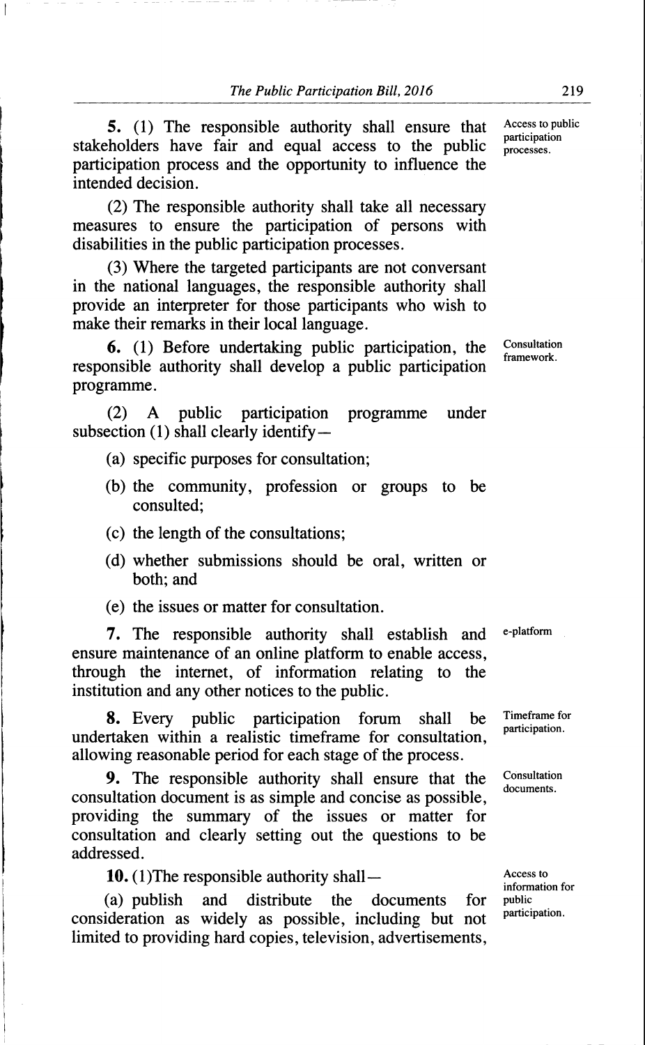**5.** (1) The responsible authority shall ensure that stakeholders have fair and equal access to the public participation process and the opportunity to influence the intended decision.

*Access to public participation processes.*

(2) The responsible authority shall take all necessary measures to ensure the participation of persons with disabilities in the public participation processes.

(3) Where the targeted participants are not conversant in the national languages, the responsible authority shall provide an interpreter for those participants who wish to make their remarks in their local language.

**6.** (1) Before undertaking public participation, the responsible authority shall develop a public participation programme.

*Consultation framework.*

(2) A public participation programme under subsection (1) shall clearly identify—

(a) specific purposes for consultation;

(b) the community, profession or groups to be consulted;

(c) the length of the consultations;

(d) whether submissions should be oral, written or both; and

(e) the issues or matter for consultation.

**7.** The responsible authority shall establish and ensure maintenance of an online platform to enable access, through the internet, of information relating to the institution and any other notices to the public.

*e-platform*

**8.** Every public participation forum shall be undertaken within a realistic timeframe for consultation, allowing reasonable period for each stage of the process.

*Timeframe for participation.*

**9.** The responsible authority shall ensure that the consultation document is as simple and concise as possible, providing the summary of the issues or matter for consultation and clearly setting out the questions to be addressed.

*Consultation documents.*

**10.** (1)The responsible authority shall—

*Access to information for public participation.*

(a) publish and distribute the documents for consideration as widely as possible, including but not limited to providing hard copies, television, advertisements,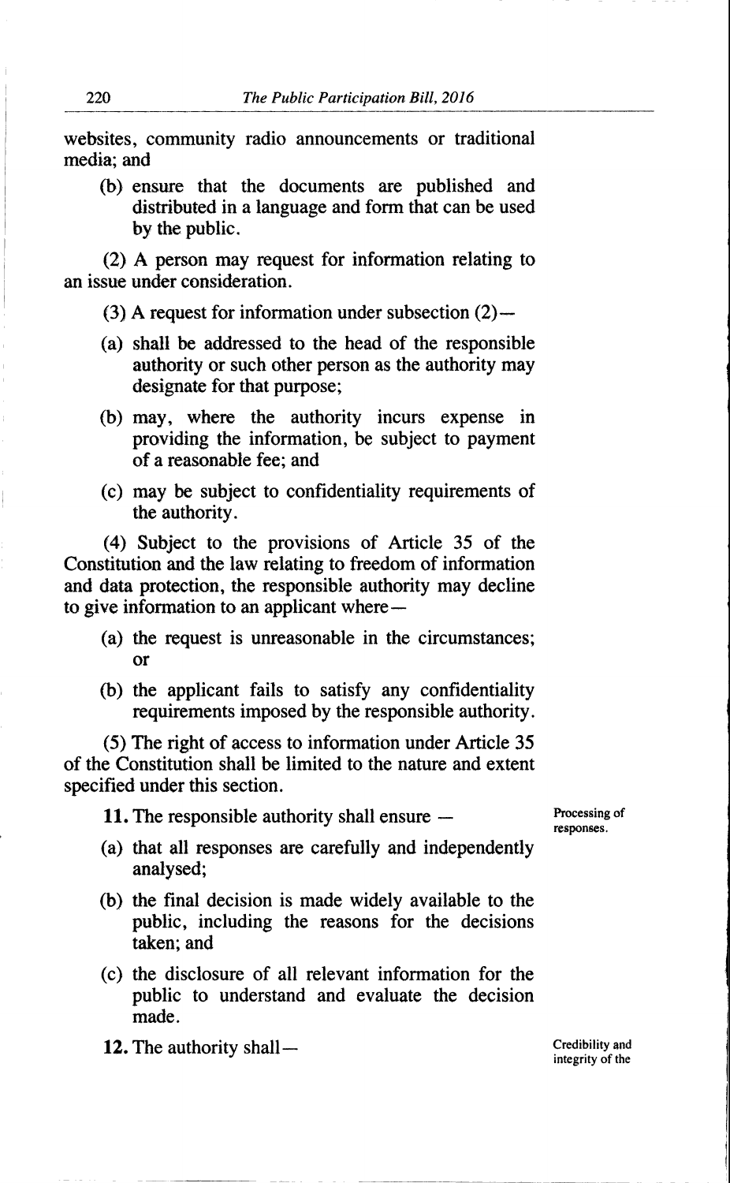websites, community radio announcements or traditional media; and

(b) ensure that the documents are published and distributed in a language and form that can be used by the public.

(2) A person may request for information relating to an issue under consideration.

(3) A request for information under subsection (2)—

(a) shall be addressed to the head of the responsible authority or such other person as the authority may designate for that purpose;

(b) may, where the authority incurs expense in providing the information, be subject to payment of a reasonable fee; and

(c) may be subject to confidentiality requirements of the authority.

(4) Subject to the provisions of Article 35 of the Constitution and the law relating to freedom of information and data protection, the responsible authority may decline to give information to an applicant where—

(a) the request is unreasonable in the circumstances; or

(b) the applicant fails to satisfy any confidentiality requirements imposed by the responsible authority.

(5) The right of access to information under Article 35 of the Constitution shall be limited to the nature and extent specified under this section.

Processing of responses.

**11.** The responsible authority shall ensure —

(a) that all responses are carefully and independently analysed;

(b) the final decision is made widely available to the public, including the reasons for the decisions taken; and

(c) the disclosure of all relevant information for the public to understand and evaluate the decision made.

Credibility and integrity of the

**12.** The authority shall—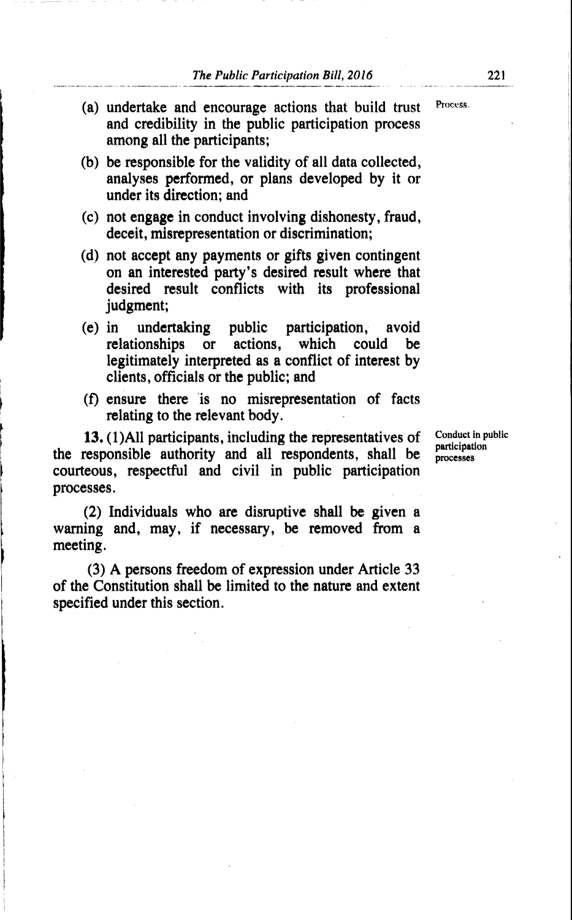(a) undertake and encourage actions that build trust and credibility in the public participation process among all the participants;

(b) be responsible for the validity of all data collected, analyses performed, or plans developed by it or under its direction; and

(c) not engage in conduct involving dishonesty, fraud, deceit, misrepresentation or discrimination;

(d) not accept any payments or gifts given contingent on an interested party's desired result where that desired result conflicts with its professional judgment;

(e) in undertaking public participation, avoid relationships or actions, which could be legitimately interpreted as a conflict of interest by clients, officials or the public; and

(f) ensure there is no misrepresentation of facts relating to the relevant body.

Process.

Conduct in public participation processes

**13.** (1)All participants, including the representatives of the responsible authority and all respondents, shall be courteous, respectful and civil in public participation processes.

(2) Individuals who are disruptive shall be given a warning and, may, if necessary, be removed from a meeting.

(3) A persons freedom of expression under Article 33 of the Constitution shall be limited to the nature and extent specified under this section.